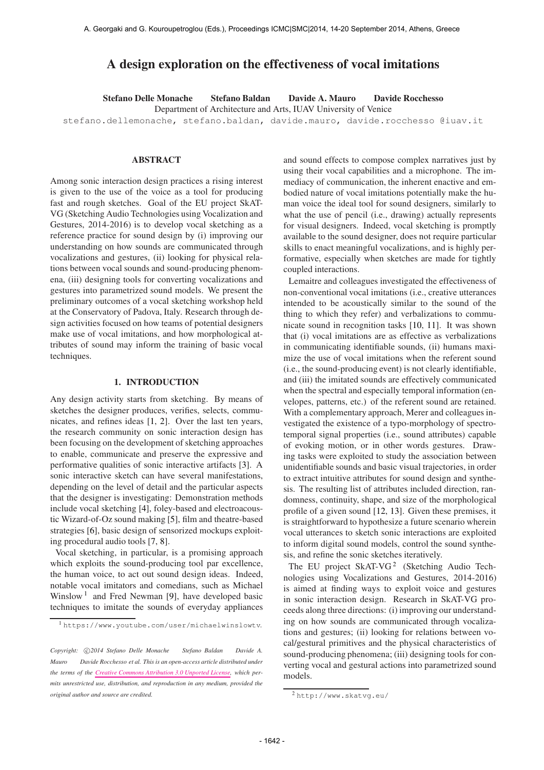# A design exploration on the effectiveness of vocal imitations

**Stefano Delle Monache Stefano Baldan Davide A. Mauro Davide Rocchesso**

Department of Architecture and Arts, IUAV University of Venice

stefano.dellemonache, stefano.baldan, davide.mauro, davide.rocchesso @iuav.it

## ABSTRACT

Among sonic interaction design practices a rising interest is given to the use of the voice as a tool for producing fast and rough sketches. Goal of the EU project SkAT-VG (Sketching Audio Technologies using Vocalization and Gestures, 2014-2016) is to develop vocal sketching as a reference practice for sound design by (i) improving our understanding on how sounds are communicated through vocalizations and gestures, (ii) looking for physical relations between vocal sounds and sound-producing phenomena, (iii) designing tools for converting vocalizations and gestures into parametrized sound models. We present the preliminary outcomes of a vocal sketching workshop held at the Conservatory of Padova, Italy. Research through design activities focused on how teams of potential designers make use of vocal imitations, and how morphological attributes of sound may inform the training of basic vocal techniques.

## 1. INTRODUCTION

Any design activity starts from sketching. By means of sketches the designer produces, verifies, selects, communicates, and refines ideas [1, 2]. Over the last ten years, the research community on sonic interaction design has been focusing on the development of sketching approaches to enable, communicate and preserve the expressive and performative qualities of sonic interactive artifacts [3]. A sonic interactive sketch can have several manifestations, depending on the level of detail and the particular aspects that the designer is investigating: Demonstration methods include vocal sketching [4], foley-based and electroacoustic Wizard-of-Oz sound making [5], film and theatre-based strategies [6], basic design of sensorized mockups exploiting procedural audio tools [7, 8].

Vocal sketching, in particular, is a promising approach which exploits the sound-producing tool par excellence, the human voice, to act out sound design ideas. Indeed, notable vocal imitators and comedians, such as Michael Winslow [1] and Fred Newman [9], have developed basic techniques to imitate the sounds of everyday appliances and sound effects to compose complex narratives just by using their vocal capabilities and a microphone. The immediacy of communication, the inherent enactive and embodied nature of vocal imitations potentially make the human voice the ideal tool for sound designers, similarly to what the use of pencil (i.e., drawing) actually represents for visual designers. Indeed, vocal sketching is promptly available to the sound designer, does not require particular skills to enact meaningful vocalizations, and is highly performative, especially when sketches are made for tightly coupled interactions.

Lemaitre and colleagues investigated the effectiveness of non-conventional vocal imitations (i.e., creative utterances intended to be acoustically similar to the sound of the thing to which they refer) and verbalizations to communicate sound in recognition tasks [10, 11]. It was shown that (i) vocal imitations are as effective as verbalizations in communicating identifiable sounds, (ii) humans maximize the use of vocal imitations when the referent sound (i.e., the sound-producing event) is not clearly identifiable, and (iii) the imitated sounds are effectively communicated when the spectral and especially temporal information (envelopes, patterns, etc.) of the referent sound are retained. With a complementary approach, Merer and colleagues investigated the existence of a typo-morphology of spectro-temporal signal properties (i.e., sound attributes) capable of evoking motion, or in other words gestures. Drawing tasks were exploited to study the association between unidentifiable sounds and basic visual trajectories, in order to extract intuitive attributes for sound design and synthesis. The resulting list of attributes included direction, randomness, continuity, shape, and size of the morphological profile of a given sound [12, 13]. Given these premises, it is straightforward to hypothesize a future scenario wherein vocal utterances to sketch sonic interactions are exploited to inform digital sound models, control the sound synthesis, and refine the sonic sketches iteratively.

The EU project SkAT-VG [2] (Sketching Audio Technologies using Vocalizations and Gestures, 2014-2016) is aimed at finding ways to exploit voice and gestures in sonic interaction design. Research in SkAT-VG proceeds along three directions: (i) improving our understanding on how sounds are communicated through vocalizations and gestures; (ii) looking for relations between vocal/gestural primitives and the physical characteristics of sound-producing phenomena; (iii) designing tools for converting vocal and gestural actions into parametrized sound models.

[1] https://www.youtube.com/user/michaelwinslowtv.

[2] http://www.skatvg.eu/

*Copyright: ©2014 Stefano Delle Monache Stefano Baldan Davide A. Mauro Davide Rocchesso et al. This is an open-access article distributed under the terms of the Creative Commons Attribution 3.0 Unported License, which permits unrestricted use, distribution, and reproduction in any medium, provided the original author and source are credited.*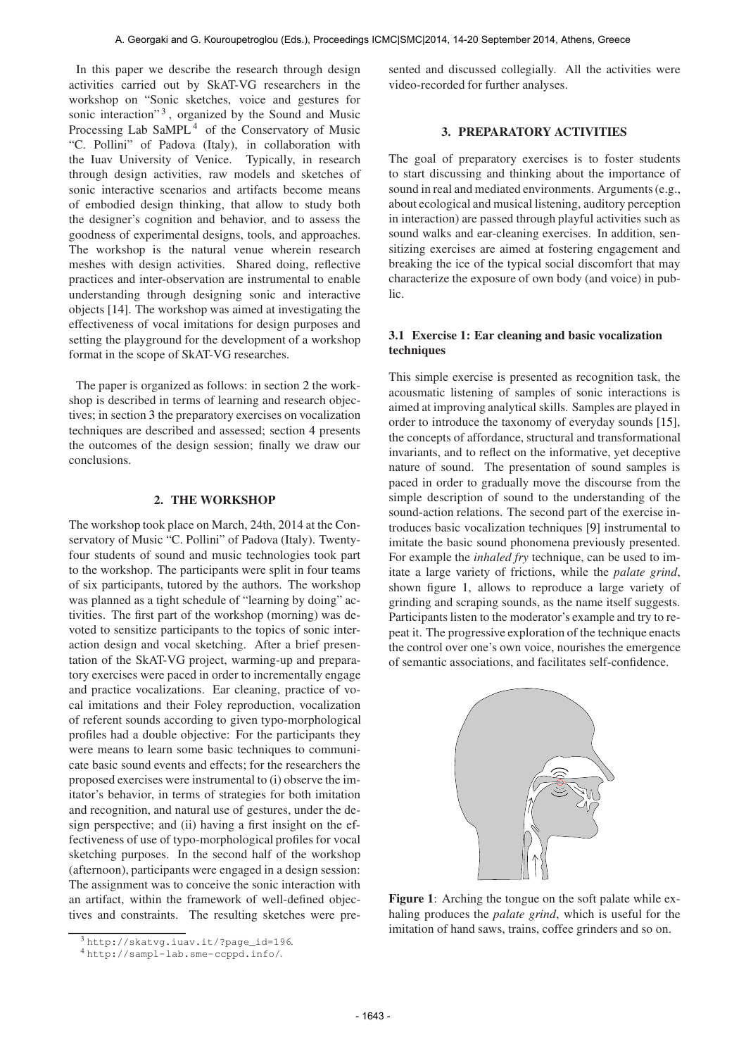In this paper we describe the research through design activities carried out by SkAT-VG researchers in the workshop on "Sonic sketches, voice and gestures for sonic interaction" [3], organized by the Sound and Music Processing Lab SaMPL [4] of the Conservatory of Music "C. Pollini" of Padova (Italy), in collaboration with the Iuav University of Venice. Typically, in research through design activities, raw models and sketches of sonic interactive scenarios and artifacts become means of embodied design thinking, that allow to study both the designer's cognition and behavior, and to assess the goodness of experimental designs, tools, and approaches. The workshop is the natural venue wherein research meshes with design activities. Shared doing, reflective practices and inter-observation are instrumental to enable understanding through designing sonic and interactive objects [14]. The workshop was aimed at investigating the effectiveness of vocal imitations for design purposes and setting the playground for the development of a workshop format in the scope of SkAT-VG researches.

The paper is organized as follows: in section 2 the workshop is described in terms of learning and research objectives; in section 3 the preparatory exercises on vocalization techniques are described and assessed; section 4 presents the outcomes of the design session; finally we draw our conclusions.

## 2. THE WORKSHOP

The workshop took place on March, 24th, 2014 at the Conservatory of Music "C. Pollini" of Padova (Italy). Twenty-four students of sound and music technologies took part to the workshop. The participants were split in four teams of six participants, tutored by the authors. The workshop was planned as a tight schedule of "learning by doing" activities. The first part of the workshop (morning) was devoted to sensitize participants to the topics of sonic interaction design and vocal sketching. After a brief presentation of the SkAT-VG project, warming-up and preparatory exercises were paced in order to incrementally engage and practice vocalizations. Ear cleaning, practice of vocal imitations and their Foley reproduction, vocalization of referent sounds according to given typo-morphological profiles had a double objective: For the participants they were means to learn some basic techniques to communicate basic sound events and effects; for the researchers the proposed exercises were instrumental to (i) observe the imitator's behavior, in terms of strategies for both imitation and recognition, and natural use of gestures, under the design perspective; and (ii) having a first insight on the effectiveness of use of typo-morphological profiles for vocal sketching purposes. In the second half of the workshop (afternoon), participants were engaged in a design session: The assignment was to conceive the sonic interaction with an artifact, within the framework of well-defined objectives and constraints. The resulting sketches were presented and discussed collegially. All the activities were video-recorded for further analyses.

[3] http://skatvg.iuav.it/?page_id=196.

[4] http://sampl-lab.sme-ccppd.info/.

## 3. PREPARATORY ACTIVITIES

The goal of preparatory exercises is to foster students to start discussing and thinking about the importance of sound in real and mediated environments. Arguments (e.g., about ecological and musical listening, auditory perception in interaction) are passed through playful activities such as sound walks and ear-cleaning exercises. In addition, sensitizing exercises are aimed at fostering engagement and breaking the ice of the typical social discomfort that may characterize the exposure of own body (and voice) in public.

### 3.1 Exercise 1: Ear cleaning and basic vocalization techniques

This simple exercise is presented as recognition task, the acousmatic listening of samples of sonic interactions is aimed at improving analytical skills. Samples are played in order to introduce the taxonomy of everyday sounds [15], the concepts of affordance, structural and transformational invariants, and to reflect on the informative, yet deceptive nature of sound. The presentation of sound samples is paced in order to gradually move the discourse from the simple description of sound to the understanding of the sound-action relations. The second part of the exercise introduces basic vocalization techniques [9] instrumental to imitate the basic sound phonomena previously presented. For example the *inhaled fry* technique, can be used to imitate a large variety of frictions, while the *palate grind*, shown figure 1, allows to reproduce a large variety of grinding and scraping sounds, as the name itself suggests. Participants listen to the moderator's example and try to repeat it. The progressive exploration of the technique enacts the control over one's own voice, nourishes the emergence of semantic associations, and facilitates self-confidence.

**Figure 1**: Arching the tongue on the soft palate while exhaling produces the *palate grind*, which is useful for the imitation of hand saws, trains, coffee grinders and so on.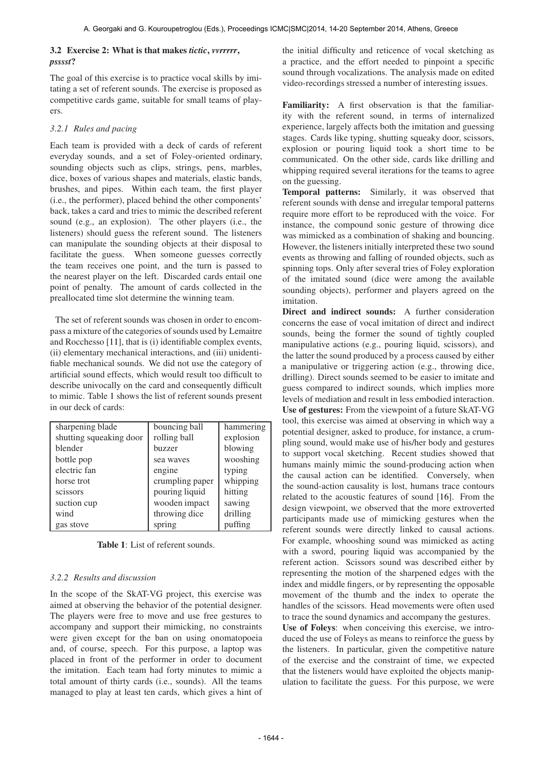### 3.2 Exercise 2: What is that makes *tictic*, *vvrrrrr*, *psssst*?

The goal of this exercise is to practice vocal skills by imitating a set of referent sounds. The exercise is proposed as competitive cards game, suitable for small teams of players.

#### *3.2.1 Rules and pacing*

Each team is provided with a deck of cards of referent everyday sounds, and a set of Foley-oriented ordinary, sounding objects such as clips, strings, pens, marbles, dice, boxes of various shapes and materials, elastic bands, brushes, and pipes. Within each team, the first player (i.e., the performer), placed behind the other components' back, takes a card and tries to mimic the described referent sound (e.g., an explosion). The other players (i.e., the listeners) should guess the referent sound. The listeners can manipulate the sounding objects at their disposal to facilitate the guess. When someone guesses correctly the team receives one point, and the turn is passed to the nearest player on the left. Discarded cards entail one point of penalty. The amount of cards collected in the preallocated time slot determine the winning team.

The set of referent sounds was chosen in order to encompass a mixture of the categories of sounds used by Lemaitre and Rocchesso [11], that is (i) identifiable complex events, (ii) elementary mechanical interactions, and (iii) unidentifiable mechanical sounds. We did not use the category of artificial sound effects, which would result too difficult to describe univocally on the card and consequently difficult to mimic. Table 1 shows the list of referent sounds present in our deck of cards:

| | | |
|---|---|---|
| sharpening blade | bouncing ball | hammering |
| shutting squeaking door | rolling ball | explosion |
| blender | buzzer | blowing |
| bottle pop | sea waves | wooshing |
| electric fan | engine | typing |
| horse trot | crumpling paper | whipping |
| scissors | pouring liquid | hitting |
| suction cup | wooden impact | sawing |
| wind | throwing dice | drilling |
| gas stove | spring | puffing |

**Table 1**: List of referent sounds.

#### *3.2.2 Results and discussion*

In the scope of the SkAT-VG project, this exercise was aimed at observing the behavior of the potential designer. The players were free to move and use free gestures to accompany and support their mimicking, no constraints were given except for the ban on using onomatopoeia and, of course, speech. For this purpose, a laptop was placed in front of the performer in order to document the imitation. Each team had forty minutes to mimic a total amount of thirty cards (i.e., sounds). All the teams managed to play at least ten cards, which gives a hint of the initial difficulty and reticence of vocal sketching as a practice, and the effort needed to pinpoint a specific sound through vocalizations. The analysis made on edited video-recordings stressed a number of interesting issues.

**Familiarity:** A first observation is that the familiarity with the referent sound, in terms of internalized experience, largely affects both the imitation and guessing stages. Cards like typing, shutting squeaky door, scissors, explosion or pouring liquid took a short time to be communicated. On the other side, cards like drilling and whipping required several iterations for the teams to agree on the guessing.

**Temporal patterns:** Similarly, it was observed that referent sounds with dense and irregular temporal patterns require more effort to be reproduced with the voice. For instance, the compound sonic gesture of throwing dice was mimicked as a combination of shaking and bouncing. However, the listeners initially interpreted these two sound events as throwing and falling of rounded objects, such as spinning tops. Only after several tries of Foley exploration of the imitated sound (dice were among the available sounding objects), performer and players agreed on the imitation.

**Direct and indirect sounds:** A further consideration concerns the ease of vocal imitation of direct and indirect sounds, being the former the sound of tightly coupled manipulative actions (e.g., pouring liquid, scissors), and the latter the sound produced by a process caused by either a manipulative or triggering action (e.g., throwing dice, drilling). Direct sounds seemed to be easier to imitate and guess compared to indirect sounds, which implies more levels of mediation and result in less embodied interaction.

**Use of gestures:** From the viewpoint of a future SkAT-VG tool, this exercise was aimed at observing in which way a potential designer, asked to produce, for instance, a crumpling sound, would make use of his/her body and gestures to support vocal sketching. Recent studies showed that humans mainly mimic the sound-producing action when the causal action can be identified. Conversely, when the sound-action causality is lost, humans trace contours related to the acoustic features of sound [16]. From the design viewpoint, we observed that the more extroverted participants made use of mimicking gestures when the referent sounds were directly linked to causal actions. For example, whooshing sound was mimicked as acting with a sword, pouring liquid was accompanied by the referent action. Scissors sound was described either by representing the motion of the sharpened edges with the index and middle fingers, or by representing the opposable movement of the thumb and the index to operate the handles of the scissors. Head movements were often used to trace the sound dynamics and accompany the gestures.

**Use of Foleys**: when conceiving this exercise, we introduced the use of Foleys as means to reinforce the guess by the listeners. In particular, given the competitive nature of the exercise and the constraint of time, we expected that the listeners would have exploited the objects manipulation to facilitate the guess. For this purpose, we were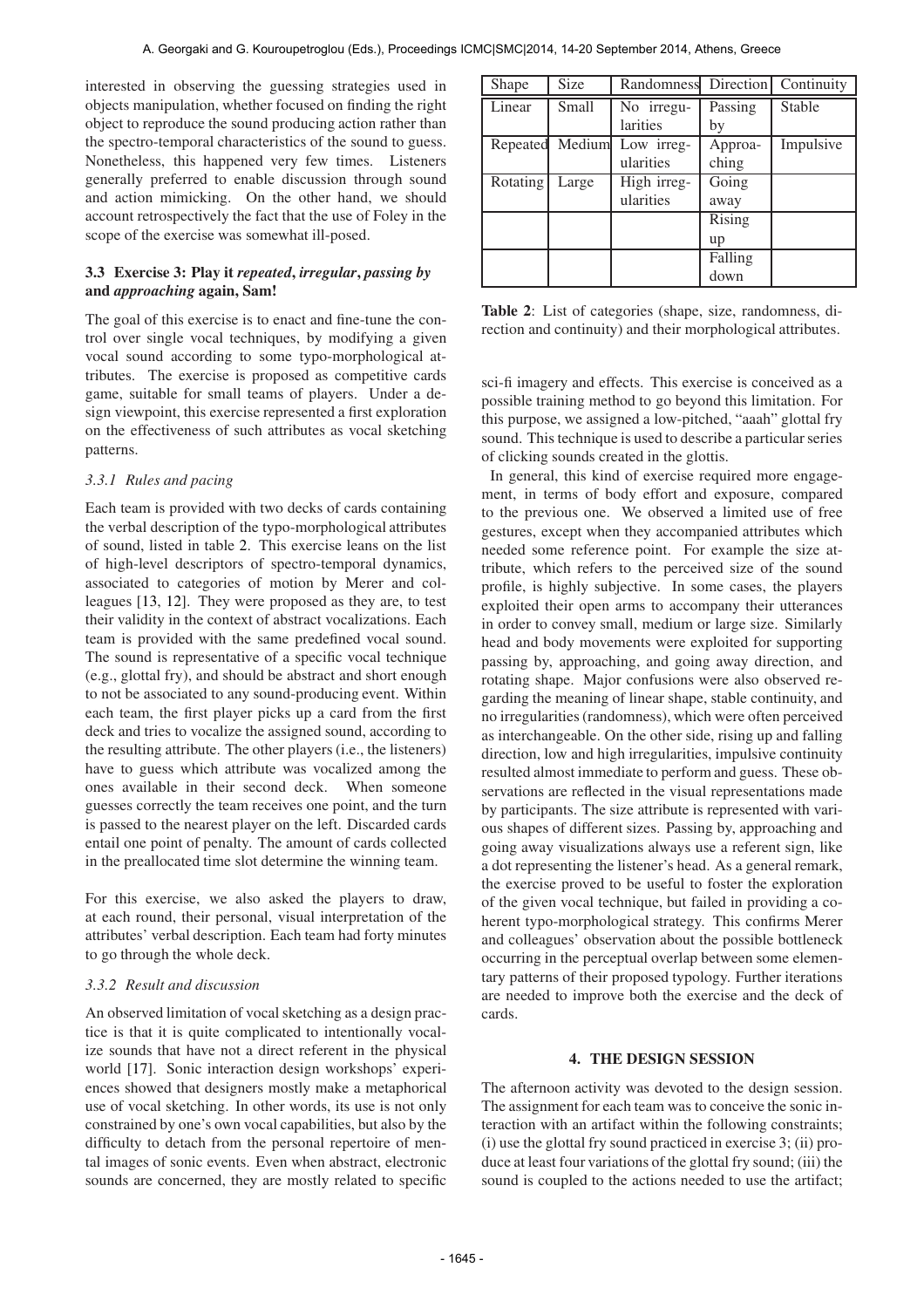interested in observing the guessing strategies used in objects manipulation, whether focused on finding the right object to reproduce the sound producing action rather than the spectro-temporal characteristics of the sound to guess. Nonetheless, this happened very few times. Listeners generally preferred to enable discussion through sound and action mimicking. On the other hand, we should account retrospectively the fact that the use of Foley in the scope of the exercise was somewhat ill-posed.

### 3.3 Exercise 3: Play it *repeated*, *irregular*, *passing by* and *approaching* again, Sam!

The goal of this exercise is to enact and fine-tune the control over single vocal techniques, by modifying a given vocal sound according to some typo-morphological attributes. The exercise is proposed as competitive cards game, suitable for small teams of players. Under a design viewpoint, this exercise represented a first exploration on the effectiveness of such attributes as vocal sketching patterns.

#### *3.3.1 Rules and pacing*

Each team is provided with two decks of cards containing the verbal description of the typo-morphological attributes of sound, listed in table 2. This exercise leans on the list of high-level descriptors of spectro-temporal dynamics, associated to categories of motion by Merer and colleagues [13, 12]. They were proposed as they are, to test their validity in the context of abstract vocalizations. Each team is provided with the same predefined vocal sound. The sound is representative of a specific vocal technique (e.g., glottal fry), and should be abstract and short enough to not be associated to any sound-producing event. Within each team, the first player picks up a card from the first deck and tries to vocalize the assigned sound, according to the resulting attribute. The other players (i.e., the listeners) have to guess which attribute was vocalized among the ones available in their second deck. When someone guesses correctly the team receives one point, and the turn is passed to the nearest player on the left. Discarded cards entail one point of penalty. The amount of cards collected in the preallocated time slot determine the winning team.

For this exercise, we also asked the players to draw, at each round, their personal, visual interpretation of the attributes' verbal description. Each team had forty minutes to go through the whole deck.

#### *3.3.2 Result and discussion*

An observed limitation of vocal sketching as a design practice is that it is quite complicated to intentionally vocalize sounds that have not a direct referent in the physical world [17]. Sonic interaction design workshops' experiences showed that designers mostly make a metaphorical use of vocal sketching. In other words, its use is not only constrained by one's own vocal capabilities, but also by the difficulty to detach from the personal repertoire of mental images of sonic events. Even when abstract, electronic sounds are concerned, they are mostly related to specific sci-fi imagery and effects. This exercise is conceived as a possible training method to go beyond this limitation. For this purpose, we assigned a low-pitched, "aaah" glottal fry sound. This technique is used to describe a particular series of clicking sounds created in the glottis.

| Shape | Size | Randomness | Direction | Continuity |
|---|---|---|---|---|
| Linear | Small | No irregularities | Passing by | Stable |
| Repeated | Medium | Low irregularities | Approaching | Impulsive |
| Rotating | Large | High irregularities | Going away | |
| | | | Rising up | |
| | | | Falling down | |

**Table 2**: List of categories (shape, size, randomness, direction and continuity) and their morphological attributes.

In general, this kind of exercise required more engagement, in terms of body effort and exposure, compared to the previous one. We observed a limited use of free gestures, except when they accompanied attributes which needed some reference point. For example the size attribute, which refers to the perceived size of the sound profile, is highly subjective. In some cases, the players exploited their open arms to accompany their utterances in order to convey small, medium or large size. Similarly head and body movements were exploited for supporting passing by, approaching, and going away direction, and rotating shape. Major confusions were also observed regarding the meaning of linear shape, stable continuity, and no irregularities (randomness), which were often perceived as interchangeable. On the other side, rising up and falling direction, low and high irregularities, impulsive continuity resulted almost immediate to perform and guess. These observations are reflected in the visual representations made by participants. The size attribute is represented with various shapes of different sizes. Passing by, approaching and going away visualizations always use a referent sign, like a dot representing the listener's head. As a general remark, the exercise proved to be useful to foster the exploration of the given vocal technique, but failed in providing a coherent typo-morphological strategy. This confirms Merer and colleagues' observation about the possible bottleneck occurring in the perceptual overlap between some elementary patterns of their proposed typology. Further iterations are needed to improve both the exercise and the deck of cards.

## 4. THE DESIGN SESSION

The afternoon activity was devoted to the design session. The assignment for each team was to conceive the sonic interaction with an artifact within the following constraints; (i) use the glottal fry sound practiced in exercise 3; (ii) produce at least four variations of the glottal fry sound; (iii) the sound is coupled to the actions needed to use the artifact;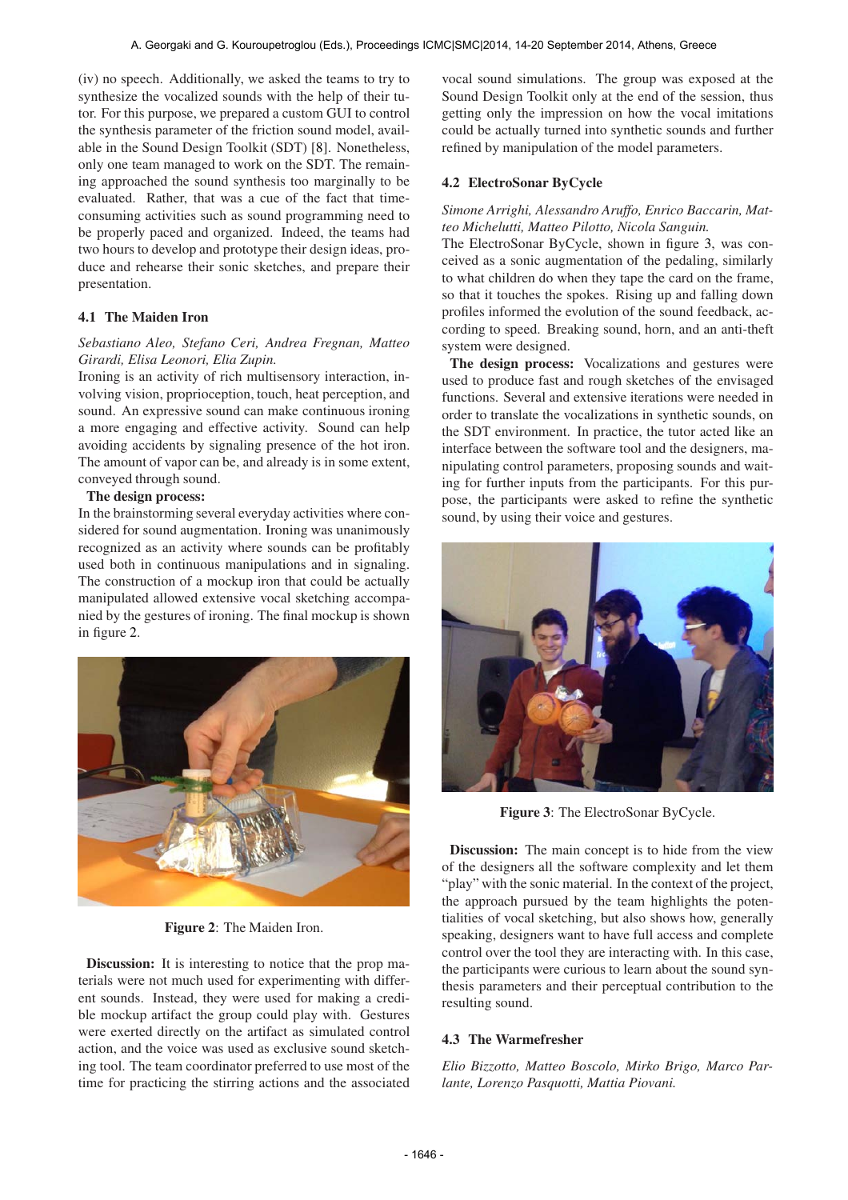(iv) no speech. Additionally, we asked the teams to try to synthesize the vocalized sounds with the help of their tutor. For this purpose, we prepared a custom GUI to control the synthesis parameter of the friction sound model, available in the Sound Design Toolkit (SDT) [8]. Nonetheless, only one team managed to work on the SDT. The remaining team approached the sound synthesis too marginally to be evaluated. Rather, that was a cue of the fact that time-consuming activities such as sound programming need to be properly paced and organized. Indeed, the teams had two hours to develop and prototype their design ideas, produce and rehearse their sonic sketches, and prepare their presentation.

### 4.1 The Maiden Iron

*Sebastiano Aleo, Stefano Ceri, Andrea Fregnan, Matteo Girardi, Elisa Leonori, Elia Zupin.*

Ironing is an activity of rich multisensory interaction, involving vision, proprioception, touch, heat perception, and sound. An expressive sound can make continuous ironing a more engaging and effective activity. Sound can help avoiding accidents by signaling presence of the hot iron. The amount of vapor can be, and already is in some extent, conveyed through sound.

**The design process:**
In the brainstorming several everyday activities where considered for sound augmentation. Ironing was unanimously recognized as an activity where sounds can be profitably used both in continuous manipulations and in signaling. The construction of a mockup iron that could be actually manipulated allowed extensive vocal sketching accompanied by the gestures of ironing. The final mockup is shown in figure 2.

**Figure 2**: The Maiden Iron.

**Discussion:** It is interesting to notice that the prop materials were not much used for experimenting with different sounds. Instead, they were used for making a credible mockup artifact the group could play with. Gestures were exerted directly on the artifact as simulated control action, and the voice was used as exclusive sound sketching tool. The team coordinator preferred to use most of the time for practicing the stirring actions and the associated vocal sound simulations. The group was exposed at the Sound Design Toolkit only at the end of the session, thus getting only the impression on how the vocal imitations could be actually turned into synthetic sounds and further refined by manipulation of the model parameters.

### 4.2 ElectroSonar ByCycle

*Simone Arrighi, Alessandro Aruffo, Enrico Baccarin, Matteo Michelutti, Matteo Pilotto, Nicola Sanguin.*

The ElectroSonar ByCycle, shown in figure 3, was conceived as a sonic augmentation of the pedaling, similarly to what children do when they tape the card on the frame, so that it touches the spokes. Rising up and falling down profiles informed the evolution of the sound feedback, according to speed. Breaking sound, horn, and an anti-theft system were designed.

**The design process:** Vocalizations and gestures were used to produce fast and rough sketches of the envisaged functions. Several and extensive iterations were needed in order to translate the vocalizations in synthetic sounds, on the SDT environment. In practice, the tutor acted like an interface between the software tool and the designers, manipulating control parameters, proposing sounds and waiting for further inputs from the participants. For this purpose, the participants were asked to refine the synthetic sound, by using their voice and gestures.

**Figure 3**: The ElectroSonar ByCycle.

**Discussion:** The main concept is to hide from the view of the designers all the software complexity and let them "play" with the sonic material. In the context of the project, the approach pursued by the team highlights the potentialities of vocal sketching, but also shows how, generally speaking, designers want to have full access and complete control over the tool they are interacting with. In this case, the participants were curious to learn about the sound synthesis parameters and their perceptual contribution to the resulting sound.

### 4.3 The Warmefresher

*Elio Bizzotto, Matteo Boscolo, Mirko Brigo, Marco Parlante, Lorenzo Pasquotti, Mattia Piovani.*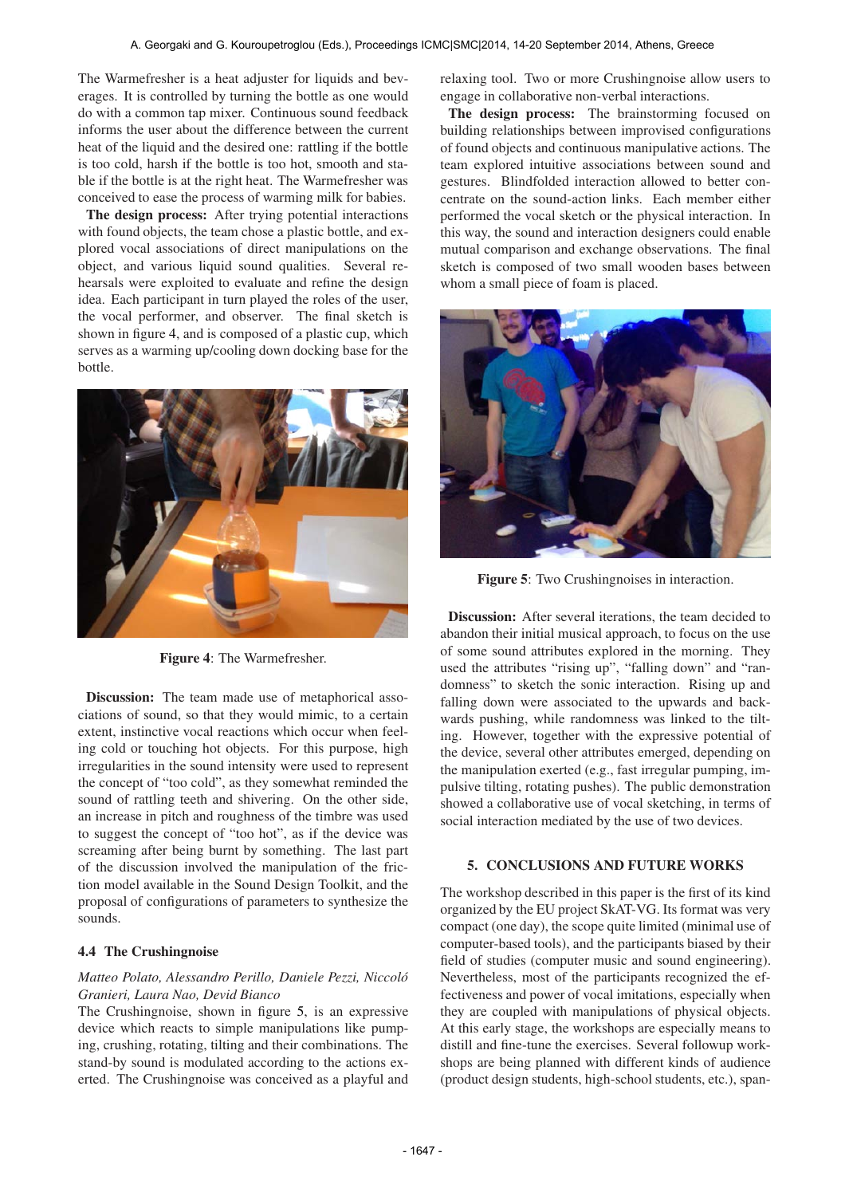The Warmefresher is a heat adjuster for liquids and beverages. It is controlled by turning the bottle as one would do with a common tap mixer. Continuous sound feedback informs the user about the difference between the current heat of the liquid and the desired one: rattling if the bottle is too cold, harsh if the bottle is too hot, smooth and stable if the bottle is at the right heat. The Warmefresher was conceived to ease the process of warming milk for babies.

**The design process:** After trying potential interactions with found objects, the team chose a plastic bottle, and explored vocal associations of direct manipulations on the object, and various liquid sound qualities. Several rehearsals were exploited to evaluate and refine the design idea. Each participant in turn played the roles of the user, the vocal performer, and observer. The final sketch is shown in figure 4, and is composed of a plastic cup, which serves as a warming up/cooling down docking base for the bottle.

**Figure 4**: The Warmefresher.

**Discussion:** The team made use of metaphorical associations of sound, so that they would mimic, to a certain extent, instinctive vocal reactions which occur when feeling cold or touching hot objects. For this purpose, high irregularities in the sound intensity were used to represent the concept of "too cold", as they somewhat reminded the sound of rattling teeth and shivering. On the other side, an increase in pitch and roughness of the timbre was used to suggest the concept of "too hot", as if the device was screaming after being burnt by something. The last part of the discussion involved the manipulation of the friction model available in the Sound Design Toolkit, and the proposal of configurations of parameters to synthesize the sounds.

### 4.4 The Crushingnoise

*Matteo Polato, Alessandro Perillo, Daniele Pezzi, Niccoló Granieri, Laura Nao, Devid Bianco*

The Crushingnoise, shown in figure 5, is an expressive device which reacts to simple manipulations like pumping, crushing, rotating, tilting and their combinations. The stand-by sound is modulated according to the actions exerted. The Crushingnoise was conceived as a playful and relaxing tool. Two or more Crushingnoise allow users to engage in collaborative non-verbal interactions.

**The design process:** The brainstorming focused on building relationships between improvised configurations of found objects and continuous manipulative actions. The team explored intuitive associations between sound and gestures. Blindfolded interaction allowed to better concentrate on the sound-action links. Each member either performed the vocal sketch or the physical interaction. In this way, the sound and interaction designers could enable mutual comparison and exchange observations. The final sketch is composed of two small wooden bases between whom a small piece of foam is placed.

**Figure 5**: Two Crushingnoises in interaction.

**Discussion:** After several iterations, the team decided to abandon their initial musical approach, to focus on the use of some sound attributes explored in the morning. They used the attributes "rising up", "falling down" and "randomness" to sketch the sonic interaction. Rising up and falling down were associated to the upwards and backwards pushing, while randomness was linked to the tilting. However, together with the expressive potential of the device, several other attributes emerged, depending on the manipulation exerted (e.g., fast irregular pumping, impulsive tilting, rotating pushes). The public demonstration showed a collaborative use of vocal sketching, in terms of social interaction mediated by the use of two devices.

## 5. CONCLUSIONS AND FUTURE WORKS

The workshop described in this paper is the first of its kind organized by the EU project SkAT-VG. Its format was very compact (one day), the scope quite limited (minimal use of computer-based tools), and the participants biased by their field of studies (computer music and sound engineering). Nevertheless, most of the participants recognized the effectiveness and power of vocal imitations, especially when they are coupled with manipulations of physical objects. At this early stage, the workshops are especially means to distill and fine-tune the exercises. Several followup workshops are being planned with different kinds of audience (product design students, high-school students, etc.), span-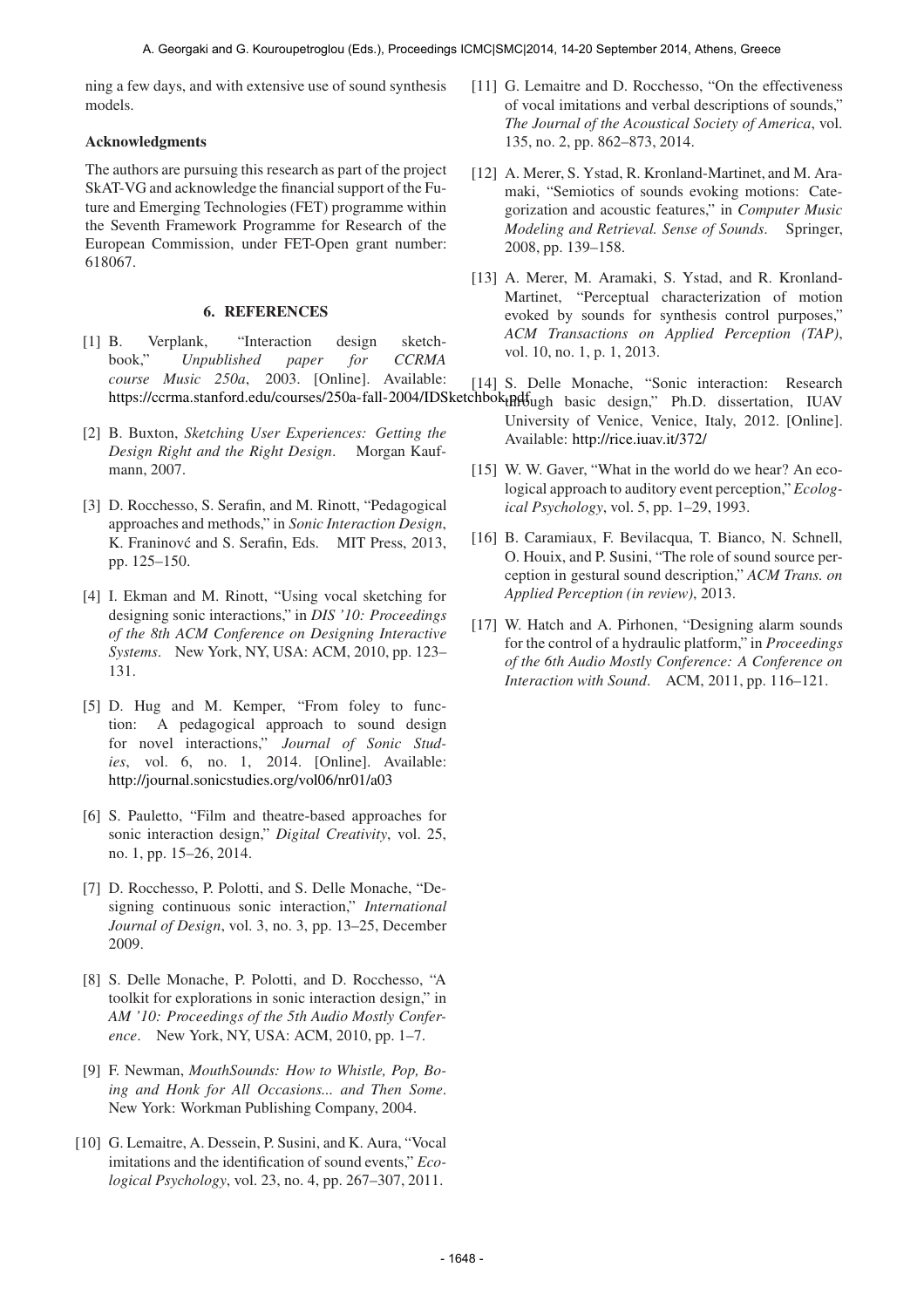ning a few days, and with extensive use of sound synthesis models.

### Acknowledgments

The authors are pursuing this research as part of the project SkAT-VG and acknowledge the financial support of the Future and Emerging Technologies (FET) programme within the Seventh Framework Programme for Research of the European Commission, under FET-Open grant number: 618067.

## 6. REFERENCES

[1] B. Verplank, "Interaction design sketchbook," *Unpublished paper for CCRMA course Music 250a*, 2003. [Online]. Available: https://ccrma.stanford.edu/courses/250a-fall-2004/IDSketchbok.pdf

[2] B. Buxton, *Sketching User Experiences: Getting the Design Right and the Right Design*. Morgan Kaufmann, 2007.

[3] D. Rocchesso, S. Serafin, and M. Rinott, "Pedagogical approaches and methods," in *Sonic Interaction Design*, K. Franinovć and S. Serafin, Eds. MIT Press, 2013, pp. 125–150.

[4] I. Ekman and M. Rinott, "Using vocal sketching for designing sonic interactions," in *DIS '10: Proceedings of the 8th ACM Conference on Designing Interactive Systems*. New York, NY, USA: ACM, 2010, pp. 123–131.

[5] D. Hug and M. Kemper, "From foley to function: A pedagogical approach to sound design for novel interactions," *Journal of Sonic Studies*, vol. 6, no. 1, 2014. [Online]. Available: http://journal.sonicstudies.org/vol06/nr01/a03

[6] S. Pauletto, "Film and theatre-based approaches for sonic interaction design," *Digital Creativity*, vol. 25, no. 1, pp. 15–26, 2014.

[7] D. Rocchesso, P. Polotti, and S. Delle Monache, "Designing continuous sonic interaction," *International Journal of Design*, vol. 3, no. 3, pp. 13–25, December 2009.

[8] S. Delle Monache, P. Polotti, and D. Rocchesso, "A toolkit for explorations in sonic interaction design," in *AM '10: Proceedings of the 5th Audio Mostly Conference*. New York, NY, USA: ACM, 2010, pp. 1–7.

[9] F. Newman, *MouthSounds: How to Whistle, Pop, Boing and Honk for All Occasions... and Then Some*. New York: Workman Publishing Company, 2004.

[10] G. Lemaitre, A. Dessein, P. Susini, and K. Aura, "Vocal imitations and the identification of sound events," *Ecological Psychology*, vol. 23, no. 4, pp. 267–307, 2011.

[11] G. Lemaitre and D. Rocchesso, "On the effectiveness of vocal imitations and verbal descriptions of sounds," *The Journal of the Acoustical Society of America*, vol. 135, no. 2, pp. 862–873, 2014.

[12] A. Merer, S. Ystad, R. Kronland-Martinet, and M. Aramaki, "Semiotics of sounds evoking motions: Categorization and acoustic features," in *Computer Music Modeling and Retrieval. Sense of Sounds*. Springer, 2008, pp. 139–158.

[13] A. Merer, M. Aramaki, S. Ystad, and R. Kronland-Martinet, "Perceptual characterization of motion evoked by sounds for synthesis control purposes," *ACM Transactions on Applied Perception (TAP)*, vol. 10, no. 1, p. 1, 2013.

[14] S. Delle Monache, "Sonic interaction: Research through basic design," Ph.D. dissertation, IUAV University of Venice, Venice, Italy, 2012. [Online]. Available: http://rice.iuav.it/372/

[15] W. W. Gaver, "What in the world do we hear? An ecological approach to auditory event perception," *Ecological Psychology*, vol. 5, pp. 1–29, 1993.

[16] B. Caramiaux, F. Bevilacqua, T. Bianco, N. Schnell, O. Houix, and P. Susini, "The role of sound source perception in gestural sound description," *ACM Trans. on Applied Perception (in review)*, 2013.

[17] W. Hatch and A. Pirhonen, "Designing alarm sounds for the control of a hydraulic platform," in *Proceedings of the 6th Audio Mostly Conference: A Conference on Interaction with Sound*. ACM, 2011, pp. 116–121.